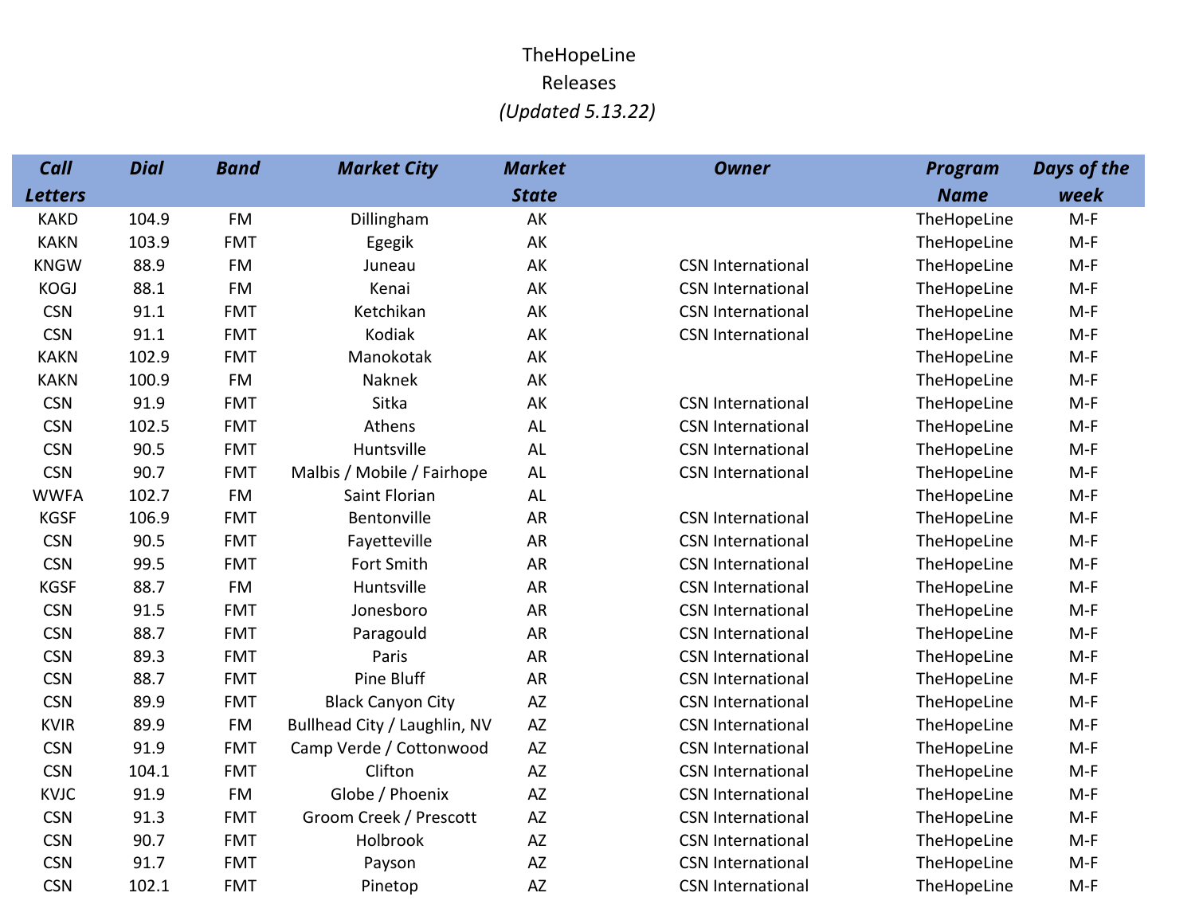# TheHopeLine

## Releases

*(Updated 5.13.22)*

| *Call Letters* | *Dial* | *Band* | *Market City* | *Market State* | *Owner* | *Program Name* | *Days of the week* |
|---|---|---|---|---|---|---|---|
| KAKD | 104.9 | FM | Dillingham | AK | | TheHopeLine | M-F |
| KAKN | 103.9 | FMT | Egegik | AK | | TheHopeLine | M-F |
| KNGW | 88.9 | FM | Juneau | AK | CSN International | TheHopeLine | M-F |
| KOGJ | 88.1 | FM | Kenai | AK | CSN International | TheHopeLine | M-F |
| CSN | 91.1 | FMT | Ketchikan | AK | CSN International | TheHopeLine | M-F |
| CSN | 91.1 | FMT | Kodiak | AK | CSN International | TheHopeLine | M-F |
| KAKN | 102.9 | FMT | Manokotak | AK | | TheHopeLine | M-F |
| KAKN | 100.9 | FM | Naknek | AK | | TheHopeLine | M-F |
| CSN | 91.9 | FMT | Sitka | AK | CSN International | TheHopeLine | M-F |
| CSN | 102.5 | FMT | Athens | AL | CSN International | TheHopeLine | M-F |
| CSN | 90.5 | FMT | Huntsville | AL | CSN International | TheHopeLine | M-F |
| CSN | 90.7 | FMT | Malbis / Mobile / Fairhope | AL | CSN International | TheHopeLine | M-F |
| WWFA | 102.7 | FM | Saint Florian | AL | | TheHopeLine | M-F |
| KGSF | 106.9 | FMT | Bentonville | AR | CSN International | TheHopeLine | M-F |
| CSN | 90.5 | FMT | Fayetteville | AR | CSN International | TheHopeLine | M-F |
| CSN | 99.5 | FMT | Fort Smith | AR | CSN International | TheHopeLine | M-F |
| KGSF | 88.7 | FM | Huntsville | AR | CSN International | TheHopeLine | M-F |
| CSN | 91.5 | FMT | Jonesboro | AR | CSN International | TheHopeLine | M-F |
| CSN | 88.7 | FMT | Paragould | AR | CSN International | TheHopeLine | M-F |
| CSN | 89.3 | FMT | Paris | AR | CSN International | TheHopeLine | M-F |
| CSN | 88.7 | FMT | Pine Bluff | AR | CSN International | TheHopeLine | M-F |
| CSN | 89.9 | FMT | Black Canyon City | AZ | CSN International | TheHopeLine | M-F |
| KVIR | 89.9 | FM | Bullhead City / Laughlin, NV | AZ | CSN International | TheHopeLine | M-F |
| CSN | 91.9 | FMT | Camp Verde / Cottonwood | AZ | CSN International | TheHopeLine | M-F |
| CSN | 104.1 | FMT | Clifton | AZ | CSN International | TheHopeLine | M-F |
| KVJC | 91.9 | FM | Globe / Phoenix | AZ | CSN International | TheHopeLine | M-F |
| CSN | 91.3 | FMT | Groom Creek / Prescott | AZ | CSN International | TheHopeLine | M-F |
| CSN | 90.7 | FMT | Holbrook | AZ | CSN International | TheHopeLine | M-F |
| CSN | 91.7 | FMT | Payson | AZ | CSN International | TheHopeLine | M-F |
| CSN | 102.1 | FMT | Pinetop | AZ | CSN International | TheHopeLine | M-F |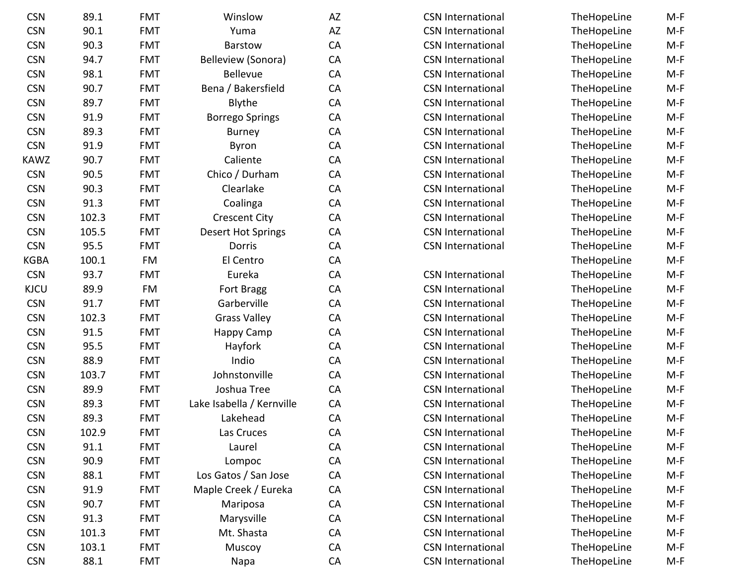| | | | | | | | |
|---|---|---|---|---|---|---|---|
| CSN | 89.1 | FMT | Winslow | AZ | CSN International | TheHopeLine | M-F |
| CSN | 90.1 | FMT | Yuma | AZ | CSN International | TheHopeLine | M-F |
| CSN | 90.3 | FMT | Barstow | CA | CSN International | TheHopeLine | M-F |
| CSN | 94.7 | FMT | Belleview (Sonora) | CA | CSN International | TheHopeLine | M-F |
| CSN | 98.1 | FMT | Bellevue | CA | CSN International | TheHopeLine | M-F |
| CSN | 90.7 | FMT | Bena / Bakersfield | CA | CSN International | TheHopeLine | M-F |
| CSN | 89.7 | FMT | Blythe | CA | CSN International | TheHopeLine | M-F |
| CSN | 91.9 | FMT | Borrego Springs | CA | CSN International | TheHopeLine | M-F |
| CSN | 89.3 | FMT | Burney | CA | CSN International | TheHopeLine | M-F |
| CSN | 91.9 | FMT | Byron | CA | CSN International | TheHopeLine | M-F |
| KAWZ | 90.7 | FMT | Caliente | CA | CSN International | TheHopeLine | M-F |
| CSN | 90.5 | FMT | Chico / Durham | CA | CSN International | TheHopeLine | M-F |
| CSN | 90.3 | FMT | Clearlake | CA | CSN International | TheHopeLine | M-F |
| CSN | 91.3 | FMT | Coalinga | CA | CSN International | TheHopeLine | M-F |
| CSN | 102.3 | FMT | Crescent City | CA | CSN International | TheHopeLine | M-F |
| CSN | 105.5 | FMT | Desert Hot Springs | CA | CSN International | TheHopeLine | M-F |
| CSN | 95.5 | FMT | Dorris | CA | CSN International | TheHopeLine | M-F |
| KGBA | 100.1 | FM | El Centro | CA | | TheHopeLine | M-F |
| CSN | 93.7 | FMT | Eureka | CA | CSN International | TheHopeLine | M-F |
| KJCU | 89.9 | FM | Fort Bragg | CA | CSN International | TheHopeLine | M-F |
| CSN | 91.7 | FMT | Garberville | CA | CSN International | TheHopeLine | M-F |
| CSN | 102.3 | FMT | Grass Valley | CA | CSN International | TheHopeLine | M-F |
| CSN | 91.5 | FMT | Happy Camp | CA | CSN International | TheHopeLine | M-F |
| CSN | 95.5 | FMT | Hayfork | CA | CSN International | TheHopeLine | M-F |
| CSN | 88.9 | FMT | Indio | CA | CSN International | TheHopeLine | M-F |
| CSN | 103.7 | FMT | Johnstonville | CA | CSN International | TheHopeLine | M-F |
| CSN | 89.9 | FMT | Joshua Tree | CA | CSN International | TheHopeLine | M-F |
| CSN | 89.3 | FMT | Lake Isabella / Kernville | CA | CSN International | TheHopeLine | M-F |
| CSN | 89.3 | FMT | Lakehead | CA | CSN International | TheHopeLine | M-F |
| CSN | 102.9 | FMT | Las Cruces | CA | CSN International | TheHopeLine | M-F |
| CSN | 91.1 | FMT | Laurel | CA | CSN International | TheHopeLine | M-F |
| CSN | 90.9 | FMT | Lompoc | CA | CSN International | TheHopeLine | M-F |
| CSN | 88.1 | FMT | Los Gatos / San Jose | CA | CSN International | TheHopeLine | M-F |
| CSN | 91.9 | FMT | Maple Creek / Eureka | CA | CSN International | TheHopeLine | M-F |
| CSN | 90.7 | FMT | Mariposa | CA | CSN International | TheHopeLine | M-F |
| CSN | 91.3 | FMT | Marysville | CA | CSN International | TheHopeLine | M-F |
| CSN | 101.3 | FMT | Mt. Shasta | CA | CSN International | TheHopeLine | M-F |
| CSN | 103.1 | FMT | Muscoy | CA | CSN International | TheHopeLine | M-F |
| CSN | 88.1 | FMT | Napa | CA | CSN International | TheHopeLine | M-F |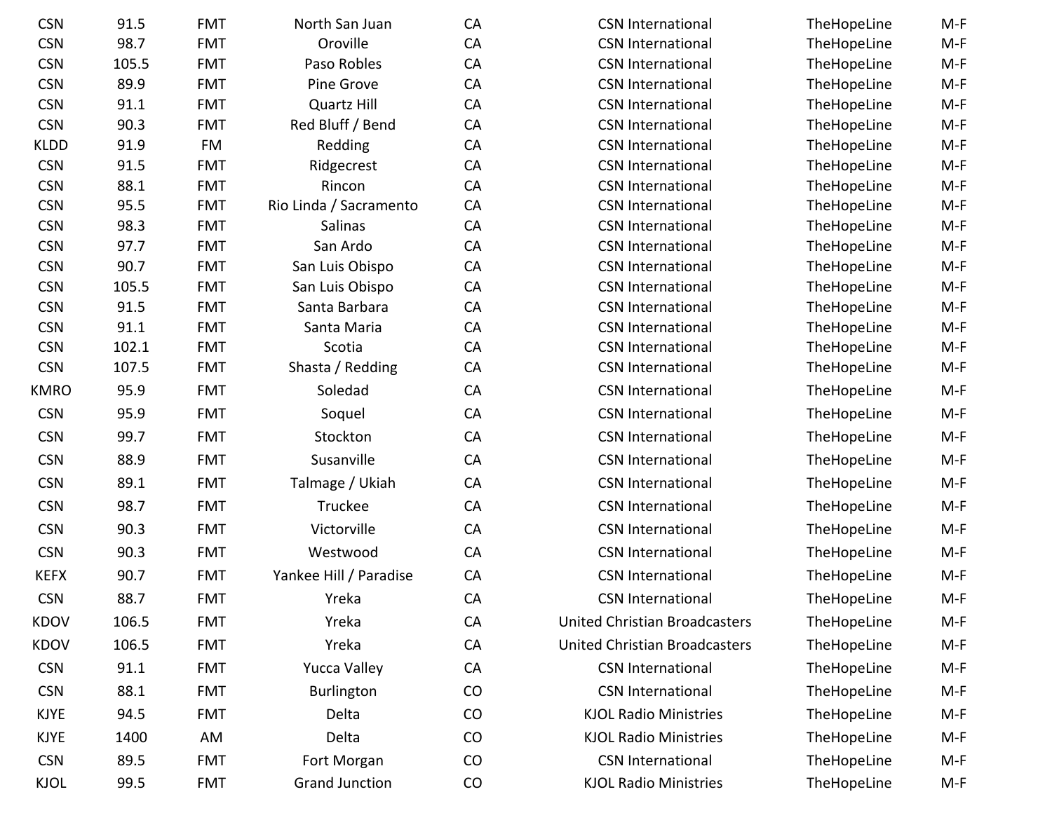| | | | | | | | |
|---|---|---|---|---|---|---|---|
| CSN | 91.5 | FMT | North San Juan | CA | CSN International | TheHopeLine | M-F |
| CSN | 98.7 | FMT | Oroville | CA | CSN International | TheHopeLine | M-F |
| CSN | 105.5 | FMT | Paso Robles | CA | CSN International | TheHopeLine | M-F |
| CSN | 89.9 | FMT | Pine Grove | CA | CSN International | TheHopeLine | M-F |
| CSN | 91.1 | FMT | Quartz Hill | CA | CSN International | TheHopeLine | M-F |
| CSN | 90.3 | FMT | Red Bluff / Bend | CA | CSN International | TheHopeLine | M-F |
| KLDD | 91.9 | FM | Redding | CA | CSN International | TheHopeLine | M-F |
| CSN | 91.5 | FMT | Ridgecrest | CA | CSN International | TheHopeLine | M-F |
| CSN | 88.1 | FMT | Rincon | CA | CSN International | TheHopeLine | M-F |
| CSN | 95.5 | FMT | Rio Linda / Sacramento | CA | CSN International | TheHopeLine | M-F |
| CSN | 98.3 | FMT | Salinas | CA | CSN International | TheHopeLine | M-F |
| CSN | 97.7 | FMT | San Ardo | CA | CSN International | TheHopeLine | M-F |
| CSN | 90.7 | FMT | San Luis Obispo | CA | CSN International | TheHopeLine | M-F |
| CSN | 105.5 | FMT | San Luis Obispo | CA | CSN International | TheHopeLine | M-F |
| CSN | 91.5 | FMT | Santa Barbara | CA | CSN International | TheHopeLine | M-F |
| CSN | 91.1 | FMT | Santa Maria | CA | CSN International | TheHopeLine | M-F |
| CSN | 102.1 | FMT | Scotia | CA | CSN International | TheHopeLine | M-F |
| CSN | 107.5 | FMT | Shasta / Redding | CA | CSN International | TheHopeLine | M-F |
| KMRO | 95.9 | FMT | Soledad | CA | CSN International | TheHopeLine | M-F |
| CSN | 95.9 | FMT | Soquel | CA | CSN International | TheHopeLine | M-F |
| CSN | 99.7 | FMT | Stockton | CA | CSN International | TheHopeLine | M-F |
| CSN | 88.9 | FMT | Susanville | CA | CSN International | TheHopeLine | M-F |
| CSN | 89.1 | FMT | Talmage / Ukiah | CA | CSN International | TheHopeLine | M-F |
| CSN | 98.7 | FMT | Truckee | CA | CSN International | TheHopeLine | M-F |
| CSN | 90.3 | FMT | Victorville | CA | CSN International | TheHopeLine | M-F |
| CSN | 90.3 | FMT | Westwood | CA | CSN International | TheHopeLine | M-F |
| KEFX | 90.7 | FMT | Yankee Hill / Paradise | CA | CSN International | TheHopeLine | M-F |
| CSN | 88.7 | FMT | Yreka | CA | CSN International | TheHopeLine | M-F |
| KDOV | 106.5 | FMT | Yreka | CA | United Christian Broadcasters | TheHopeLine | M-F |
| KDOV | 106.5 | FMT | Yreka | CA | United Christian Broadcasters | TheHopeLine | M-F |
| CSN | 91.1 | FMT | Yucca Valley | CA | CSN International | TheHopeLine | M-F |
| CSN | 88.1 | FMT | Burlington | CO | CSN International | TheHopeLine | M-F |
| KJYE | 94.5 | FMT | Delta | CO | KJOL Radio Ministries | TheHopeLine | M-F |
| KJYE | 1400 | AM | Delta | CO | KJOL Radio Ministries | TheHopeLine | M-F |
| CSN | 89.5 | FMT | Fort Morgan | CO | CSN International | TheHopeLine | M-F |
| KJOL | 99.5 | FMT | Grand Junction | CO | KJOL Radio Ministries | TheHopeLine | M-F |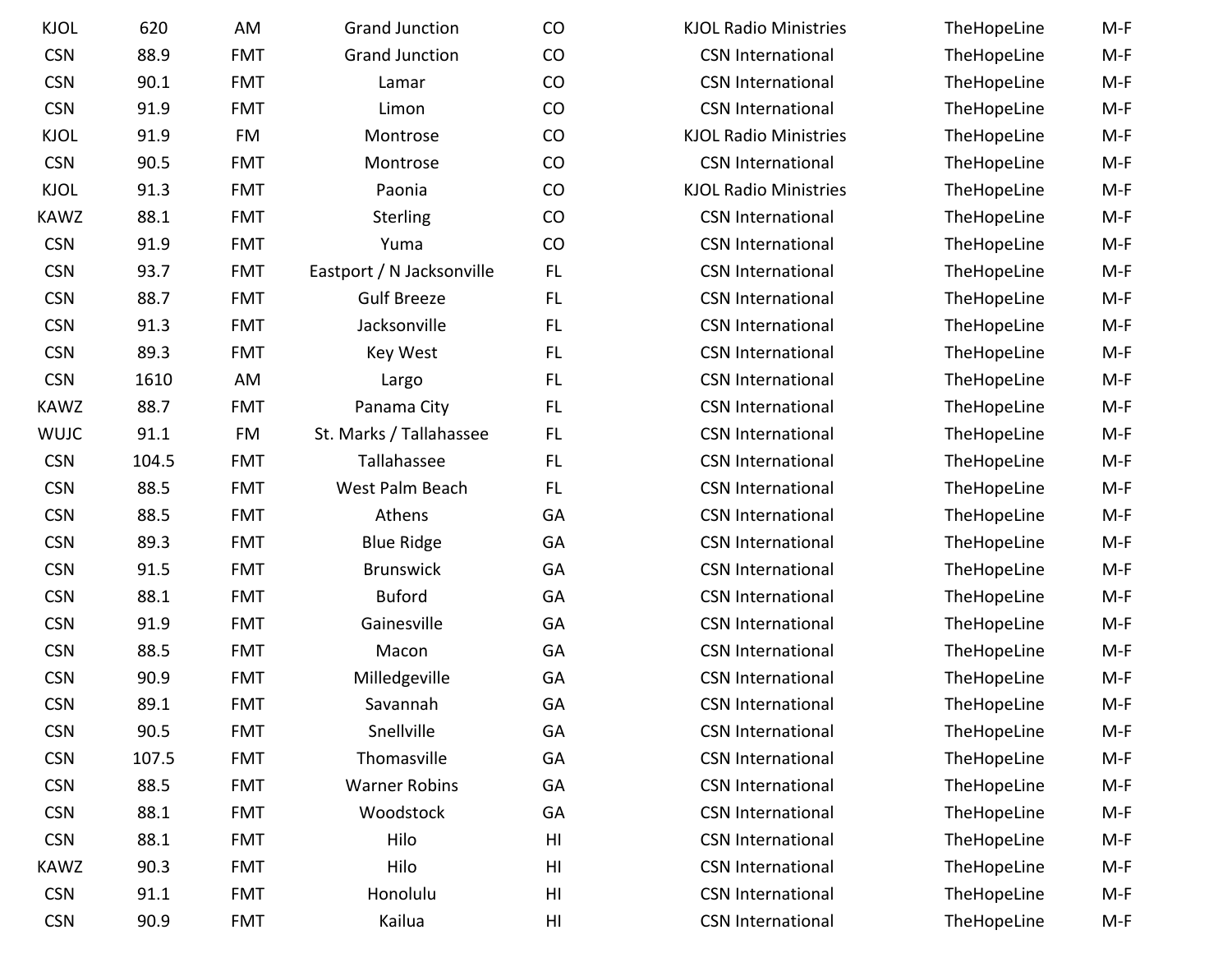| KJOL | 620 | AM | Grand Junction | CO | KJOL Radio Ministries | TheHopeLine | M-F |
|---|---|---|---|---|---|---|---|
| CSN | 88.9 | FMT | Grand Junction | CO | CSN International | TheHopeLine | M-F |
| CSN | 90.1 | FMT | Lamar | CO | CSN International | TheHopeLine | M-F |
| CSN | 91.9 | FMT | Limon | CO | CSN International | TheHopeLine | M-F |
| KJOL | 91.9 | FM | Montrose | CO | KJOL Radio Ministries | TheHopeLine | M-F |
| CSN | 90.5 | FMT | Montrose | CO | CSN International | TheHopeLine | M-F |
| KJOL | 91.3 | FMT | Paonia | CO | KJOL Radio Ministries | TheHopeLine | M-F |
| KAWZ | 88.1 | FMT | Sterling | CO | CSN International | TheHopeLine | M-F |
| CSN | 91.9 | FMT | Yuma | CO | CSN International | TheHopeLine | M-F |
| CSN | 93.7 | FMT | Eastport / N Jacksonville | FL | CSN International | TheHopeLine | M-F |
| CSN | 88.7 | FMT | Gulf Breeze | FL | CSN International | TheHopeLine | M-F |
| CSN | 91.3 | FMT | Jacksonville | FL | CSN International | TheHopeLine | M-F |
| CSN | 89.3 | FMT | Key West | FL | CSN International | TheHopeLine | M-F |
| CSN | 1610 | AM | Largo | FL | CSN International | TheHopeLine | M-F |
| KAWZ | 88.7 | FMT | Panama City | FL | CSN International | TheHopeLine | M-F |
| WUJC | 91.1 | FM | St. Marks / Tallahassee | FL | CSN International | TheHopeLine | M-F |
| CSN | 104.5 | FMT | Tallahassee | FL | CSN International | TheHopeLine | M-F |
| CSN | 88.5 | FMT | West Palm Beach | FL | CSN International | TheHopeLine | M-F |
| CSN | 88.5 | FMT | Athens | GA | CSN International | TheHopeLine | M-F |
| CSN | 89.3 | FMT | Blue Ridge | GA | CSN International | TheHopeLine | M-F |
| CSN | 91.5 | FMT | Brunswick | GA | CSN International | TheHopeLine | M-F |
| CSN | 88.1 | FMT | Buford | GA | CSN International | TheHopeLine | M-F |
| CSN | 91.9 | FMT | Gainesville | GA | CSN International | TheHopeLine | M-F |
| CSN | 88.5 | FMT | Macon | GA | CSN International | TheHopeLine | M-F |
| CSN | 90.9 | FMT | Milledgeville | GA | CSN International | TheHopeLine | M-F |
| CSN | 89.1 | FMT | Savannah | GA | CSN International | TheHopeLine | M-F |
| CSN | 90.5 | FMT | Snellville | GA | CSN International | TheHopeLine | M-F |
| CSN | 107.5 | FMT | Thomasville | GA | CSN International | TheHopeLine | M-F |
| CSN | 88.5 | FMT | Warner Robins | GA | CSN International | TheHopeLine | M-F |
| CSN | 88.1 | FMT | Woodstock | GA | CSN International | TheHopeLine | M-F |
| CSN | 88.1 | FMT | Hilo | HI | CSN International | TheHopeLine | M-F |
| KAWZ | 90.3 | FMT | Hilo | HI | CSN International | TheHopeLine | M-F |
| CSN | 91.1 | FMT | Honolulu | HI | CSN International | TheHopeLine | M-F |
| CSN | 90.9 | FMT | Kailua | HI | CSN International | TheHopeLine | M-F |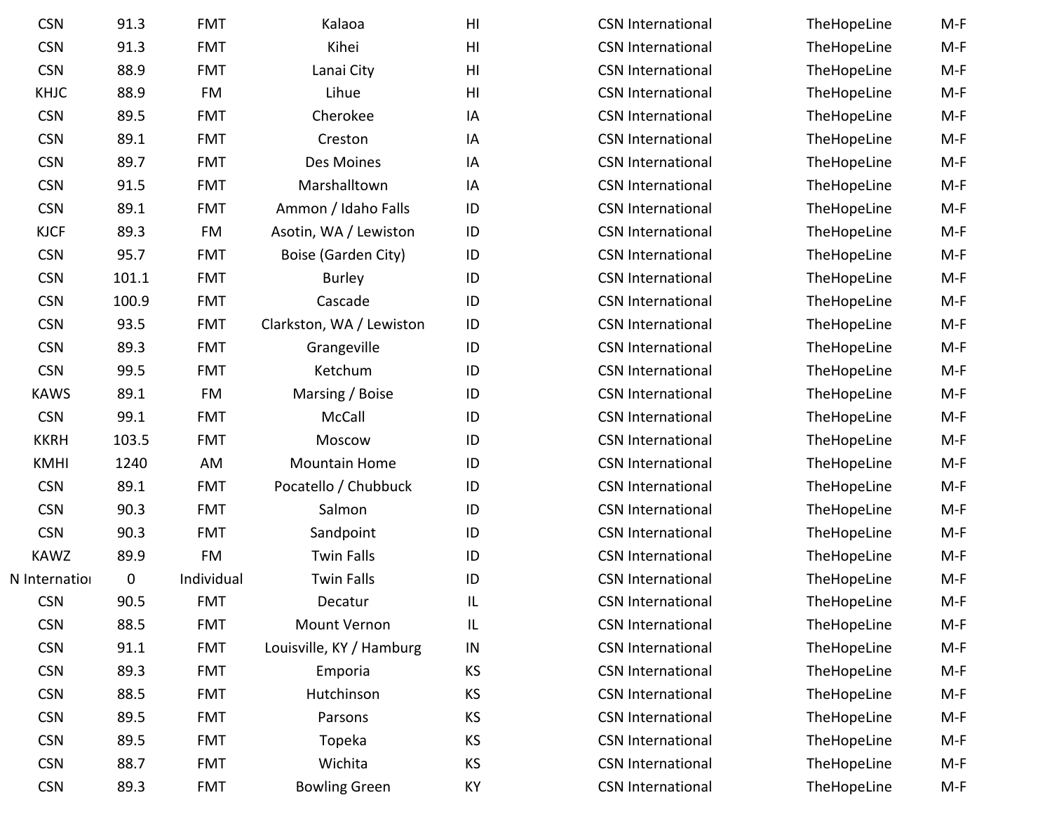| | | | | | | | |
|---|---|---|---|---|---|---|---|
| CSN | 91.3 | FMT | Kalaoa | HI | CSN International | TheHopeLine | M-F |
| CSN | 91.3 | FMT | Kihei | HI | CSN International | TheHopeLine | M-F |
| CSN | 88.9 | FMT | Lanai City | HI | CSN International | TheHopeLine | M-F |
| KHJC | 88.9 | FM | Lihue | HI | CSN International | TheHopeLine | M-F |
| CSN | 89.5 | FMT | Cherokee | IA | CSN International | TheHopeLine | M-F |
| CSN | 89.1 | FMT | Creston | IA | CSN International | TheHopeLine | M-F |
| CSN | 89.7 | FMT | Des Moines | IA | CSN International | TheHopeLine | M-F |
| CSN | 91.5 | FMT | Marshalltown | IA | CSN International | TheHopeLine | M-F |
| CSN | 89.1 | FMT | Ammon / Idaho Falls | ID | CSN International | TheHopeLine | M-F |
| KJCF | 89.3 | FM | Asotin, WA / Lewiston | ID | CSN International | TheHopeLine | M-F |
| CSN | 95.7 | FMT | Boise (Garden City) | ID | CSN International | TheHopeLine | M-F |
| CSN | 101.1 | FMT | Burley | ID | CSN International | TheHopeLine | M-F |
| CSN | 100.9 | FMT | Cascade | ID | CSN International | TheHopeLine | M-F |
| CSN | 93.5 | FMT | Clarkston, WA / Lewiston | ID | CSN International | TheHopeLine | M-F |
| CSN | 89.3 | FMT | Grangeville | ID | CSN International | TheHopeLine | M-F |
| CSN | 99.5 | FMT | Ketchum | ID | CSN International | TheHopeLine | M-F |
| KAWS | 89.1 | FM | Marsing / Boise | ID | CSN International | TheHopeLine | M-F |
| CSN | 99.1 | FMT | McCall | ID | CSN International | TheHopeLine | M-F |
| KKRH | 103.5 | FMT | Moscow | ID | CSN International | TheHopeLine | M-F |
| KMHI | 1240 | AM | Mountain Home | ID | CSN International | TheHopeLine | M-F |
| CSN | 89.1 | FMT | Pocatello / Chubbuck | ID | CSN International | TheHopeLine | M-F |
| CSN | 90.3 | FMT | Salmon | ID | CSN International | TheHopeLine | M-F |
| CSN | 90.3 | FMT | Sandpoint | ID | CSN International | TheHopeLine | M-F |
| KAWZ | 89.9 | FM | Twin Falls | ID | CSN International | TheHopeLine | M-F |
| N Internatioı | 0 | Individual | Twin Falls | ID | CSN International | TheHopeLine | M-F |
| CSN | 90.5 | FMT | Decatur | IL | CSN International | TheHopeLine | M-F |
| CSN | 88.5 | FMT | Mount Vernon | IL | CSN International | TheHopeLine | M-F |
| CSN | 91.1 | FMT | Louisville, KY / Hamburg | IN | CSN International | TheHopeLine | M-F |
| CSN | 89.3 | FMT | Emporia | KS | CSN International | TheHopeLine | M-F |
| CSN | 88.5 | FMT | Hutchinson | KS | CSN International | TheHopeLine | M-F |
| CSN | 89.5 | FMT | Parsons | KS | CSN International | TheHopeLine | M-F |
| CSN | 89.5 | FMT | Topeka | KS | CSN International | TheHopeLine | M-F |
| CSN | 88.7 | FMT | Wichita | KS | CSN International | TheHopeLine | M-F |
| CSN | 89.3 | FMT | Bowling Green | KY | CSN International | TheHopeLine | M-F |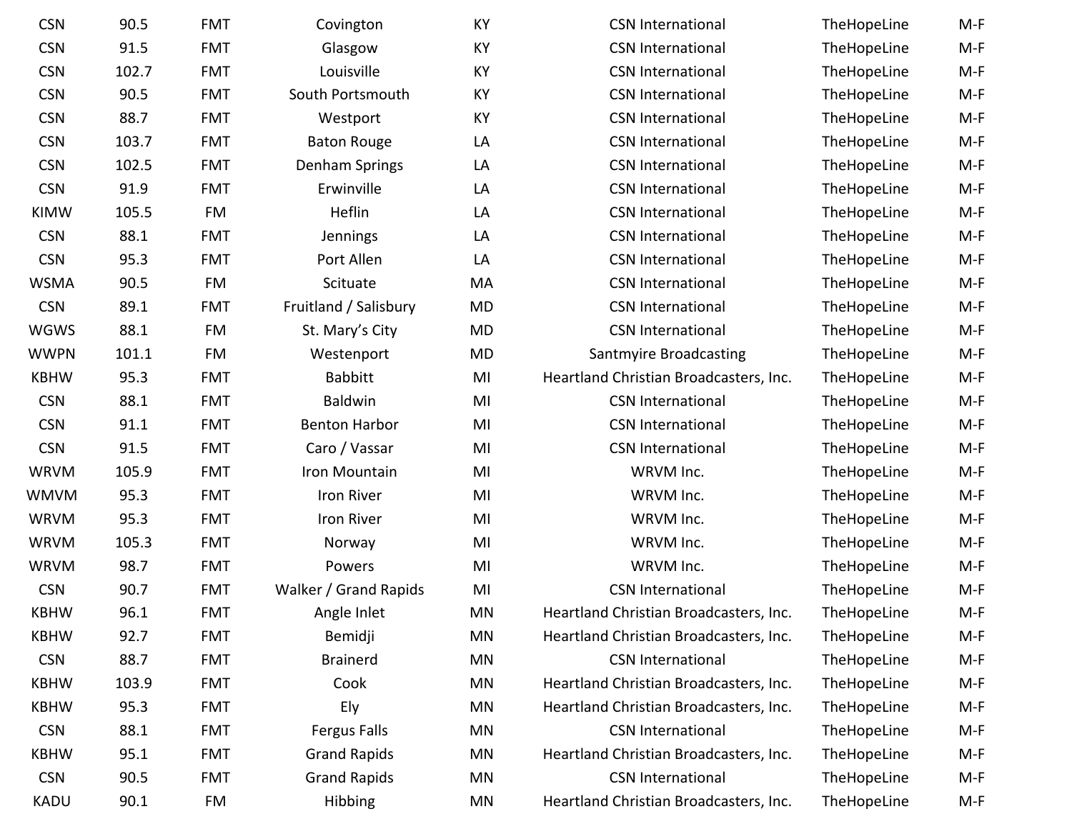| | | | | | | | |
|---|---|---|---|---|---|---|---|
| CSN | 90.5 | FMT | Covington | KY | CSN International | TheHopeLine | M-F |
| CSN | 91.5 | FMT | Glasgow | KY | CSN International | TheHopeLine | M-F |
| CSN | 102.7 | FMT | Louisville | KY | CSN International | TheHopeLine | M-F |
| CSN | 90.5 | FMT | South Portsmouth | KY | CSN International | TheHopeLine | M-F |
| CSN | 88.7 | FMT | Westport | KY | CSN International | TheHopeLine | M-F |
| CSN | 103.7 | FMT | Baton Rouge | LA | CSN International | TheHopeLine | M-F |
| CSN | 102.5 | FMT | Denham Springs | LA | CSN International | TheHopeLine | M-F |
| CSN | 91.9 | FMT | Erwinville | LA | CSN International | TheHopeLine | M-F |
| KIMW | 105.5 | FM | Heflin | LA | CSN International | TheHopeLine | M-F |
| CSN | 88.1 | FMT | Jennings | LA | CSN International | TheHopeLine | M-F |
| CSN | 95.3 | FMT | Port Allen | LA | CSN International | TheHopeLine | M-F |
| WSMA | 90.5 | FM | Scituate | MA | CSN International | TheHopeLine | M-F |
| CSN | 89.1 | FMT | Fruitland / Salisbury | MD | CSN International | TheHopeLine | M-F |
| WGWS | 88.1 | FM | St. Mary's City | MD | CSN International | TheHopeLine | M-F |
| WWPN | 101.1 | FM | Westenport | MD | Santmyire Broadcasting | TheHopeLine | M-F |
| KBHW | 95.3 | FMT | Babbitt | MI | Heartland Christian Broadcasters, Inc. | TheHopeLine | M-F |
| CSN | 88.1 | FMT | Baldwin | MI | CSN International | TheHopeLine | M-F |
| CSN | 91.1 | FMT | Benton Harbor | MI | CSN International | TheHopeLine | M-F |
| CSN | 91.5 | FMT | Caro / Vassar | MI | CSN International | TheHopeLine | M-F |
| WRVM | 105.9 | FMT | Iron Mountain | MI | WRVM Inc. | TheHopeLine | M-F |
| WMVM | 95.3 | FMT | Iron River | MI | WRVM Inc. | TheHopeLine | M-F |
| WRVM | 95.3 | FMT | Iron River | MI | WRVM Inc. | TheHopeLine | M-F |
| WRVM | 105.3 | FMT | Norway | MI | WRVM Inc. | TheHopeLine | M-F |
| WRVM | 98.7 | FMT | Powers | MI | WRVM Inc. | TheHopeLine | M-F |
| CSN | 90.7 | FMT | Walker / Grand Rapids | MI | CSN International | TheHopeLine | M-F |
| KBHW | 96.1 | FMT | Angle Inlet | MN | Heartland Christian Broadcasters, Inc. | TheHopeLine | M-F |
| KBHW | 92.7 | FMT | Bemidji | MN | Heartland Christian Broadcasters, Inc. | TheHopeLine | M-F |
| CSN | 88.7 | FMT | Brainerd | MN | CSN International | TheHopeLine | M-F |
| KBHW | 103.9 | FMT | Cook | MN | Heartland Christian Broadcasters, Inc. | TheHopeLine | M-F |
| KBHW | 95.3 | FMT | Ely | MN | Heartland Christian Broadcasters, Inc. | TheHopeLine | M-F |
| CSN | 88.1 | FMT | Fergus Falls | MN | CSN International | TheHopeLine | M-F |
| KBHW | 95.1 | FMT | Grand Rapids | MN | Heartland Christian Broadcasters, Inc. | TheHopeLine | M-F |
| CSN | 90.5 | FMT | Grand Rapids | MN | CSN International | TheHopeLine | M-F |
| KADU | 90.1 | FM | Hibbing | MN | Heartland Christian Broadcasters, Inc. | TheHopeLine | M-F |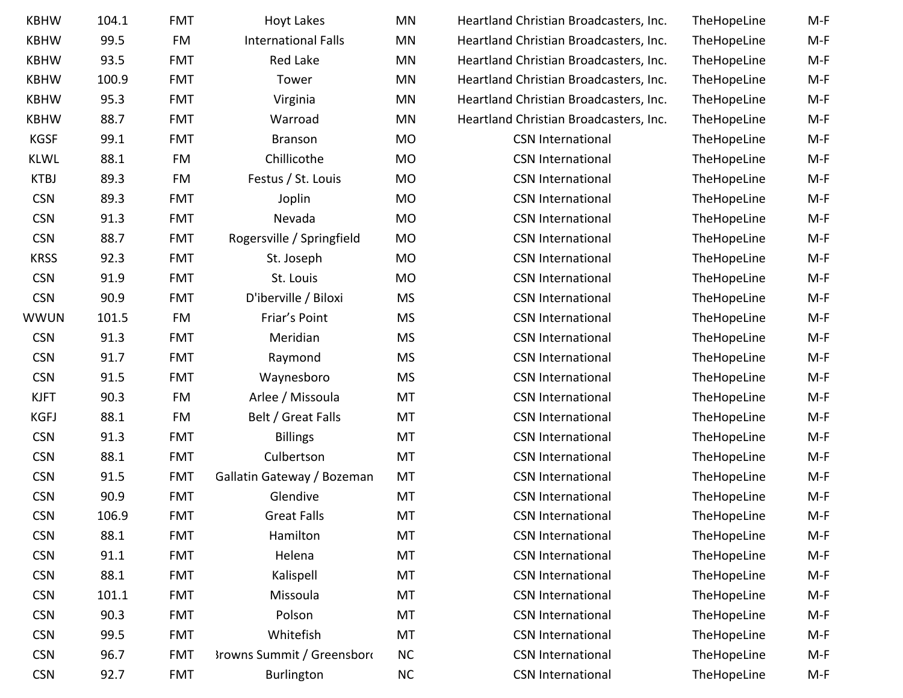| KBHW | 104.1 | FMT | Hoyt Lakes | MN | Heartland Christian Broadcasters, Inc. | TheHopeLine | M-F |
|---|---|---|---|---|---|---|---|
| KBHW | 99.5 | FM | International Falls | MN | Heartland Christian Broadcasters, Inc. | TheHopeLine | M-F |
| KBHW | 93.5 | FMT | Red Lake | MN | Heartland Christian Broadcasters, Inc. | TheHopeLine | M-F |
| KBHW | 100.9 | FMT | Tower | MN | Heartland Christian Broadcasters, Inc. | TheHopeLine | M-F |
| KBHW | 95.3 | FMT | Virginia | MN | Heartland Christian Broadcasters, Inc. | TheHopeLine | M-F |
| KBHW | 88.7 | FMT | Warroad | MN | Heartland Christian Broadcasters, Inc. | TheHopeLine | M-F |
| KGSF | 99.1 | FMT | Branson | MO | CSN International | TheHopeLine | M-F |
| KLWL | 88.1 | FM | Chillicothe | MO | CSN International | TheHopeLine | M-F |
| KTBJ | 89.3 | FM | Festus / St. Louis | MO | CSN International | TheHopeLine | M-F |
| CSN | 89.3 | FMT | Joplin | MO | CSN International | TheHopeLine | M-F |
| CSN | 91.3 | FMT | Nevada | MO | CSN International | TheHopeLine | M-F |
| CSN | 88.7 | FMT | Rogersville / Springfield | MO | CSN International | TheHopeLine | M-F |
| KRSS | 92.3 | FMT | St. Joseph | MO | CSN International | TheHopeLine | M-F |
| CSN | 91.9 | FMT | St. Louis | MO | CSN International | TheHopeLine | M-F |
| CSN | 90.9 | FMT | D'iberville / Biloxi | MS | CSN International | TheHopeLine | M-F |
| WWUN | 101.5 | FM | Friar’s Point | MS | CSN International | TheHopeLine | M-F |
| CSN | 91.3 | FMT | Meridian | MS | CSN International | TheHopeLine | M-F |
| CSN | 91.7 | FMT | Raymond | MS | CSN International | TheHopeLine | M-F |
| CSN | 91.5 | FMT | Waynesboro | MS | CSN International | TheHopeLine | M-F |
| KJFT | 90.3 | FM | Arlee / Missoula | MT | CSN International | TheHopeLine | M-F |
| KGFJ | 88.1 | FM | Belt / Great Falls | MT | CSN International | TheHopeLine | M-F |
| CSN | 91.3 | FMT | Billings | MT | CSN International | TheHopeLine | M-F |
| CSN | 88.1 | FMT | Culbertson | MT | CSN International | TheHopeLine | M-F |
| CSN | 91.5 | FMT | Gallatin Gateway / Bozeman | MT | CSN International | TheHopeLine | M-F |
| CSN | 90.9 | FMT | Glendive | MT | CSN International | TheHopeLine | M-F |
| CSN | 106.9 | FMT | Great Falls | MT | CSN International | TheHopeLine | M-F |
| CSN | 88.1 | FMT | Hamilton | MT | CSN International | TheHopeLine | M-F |
| CSN | 91.1 | FMT | Helena | MT | CSN International | TheHopeLine | M-F |
| CSN | 88.1 | FMT | Kalispell | MT | CSN International | TheHopeLine | M-F |
| CSN | 101.1 | FMT | Missoula | MT | CSN International | TheHopeLine | M-F |
| CSN | 90.3 | FMT | Polson | MT | CSN International | TheHopeLine | M-F |
| CSN | 99.5 | FMT | Whitefish | MT | CSN International | TheHopeLine | M-F |
| CSN | 96.7 | FMT | Browns Summit / Greensboro | NC | CSN International | TheHopeLine | M-F |
| CSN | 92.7 | FMT | Burlington | NC | CSN International | TheHopeLine | M-F |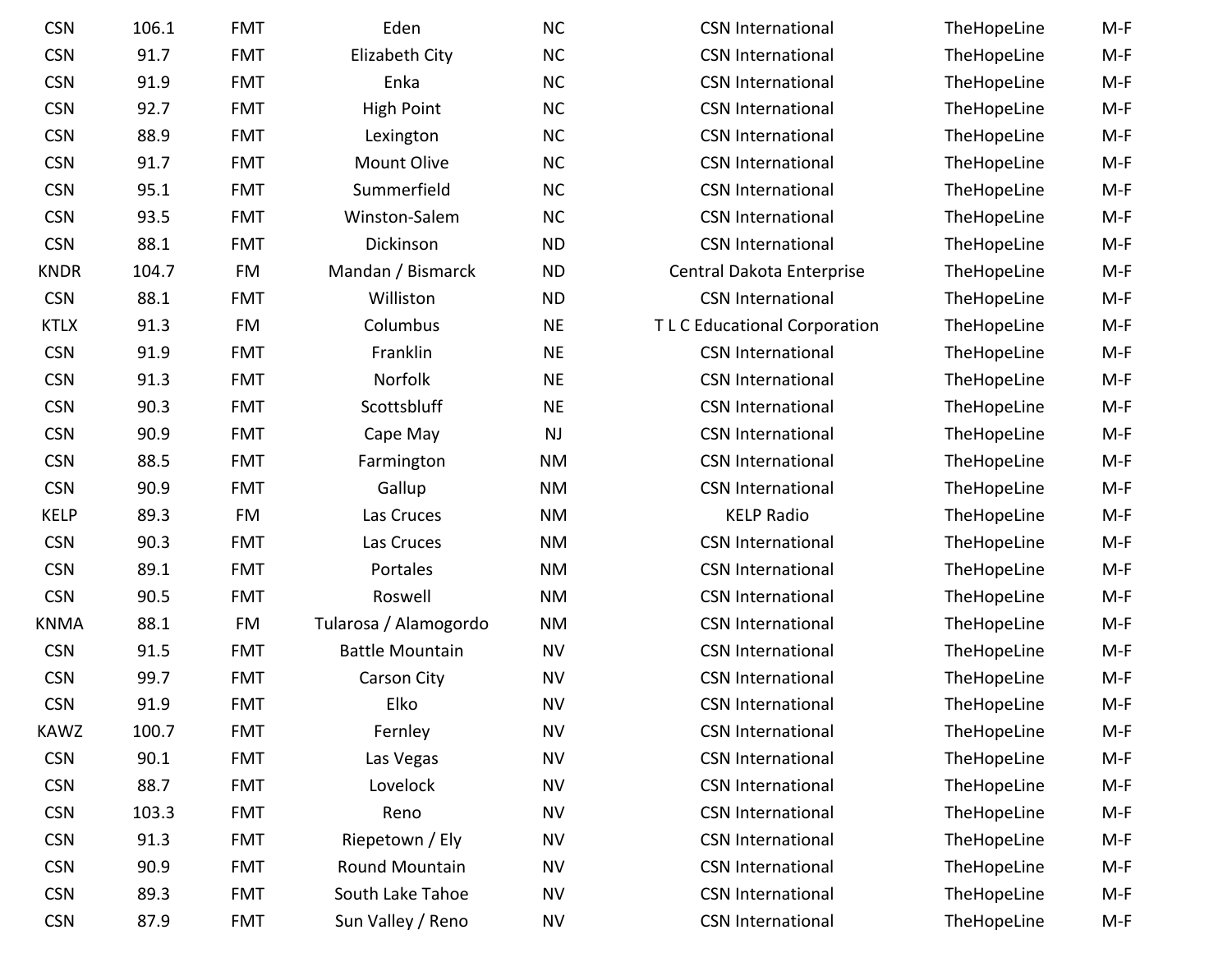| | | | | | | | |
|---|---|---|---|---|---|---|---|
| CSN | 106.1 | FMT | Eden | NC | CSN International | TheHopeLine | M-F |
| CSN | 91.7 | FMT | Elizabeth City | NC | CSN International | TheHopeLine | M-F |
| CSN | 91.9 | FMT | Enka | NC | CSN International | TheHopeLine | M-F |
| CSN | 92.7 | FMT | High Point | NC | CSN International | TheHopeLine | M-F |
| CSN | 88.9 | FMT | Lexington | NC | CSN International | TheHopeLine | M-F |
| CSN | 91.7 | FMT | Mount Olive | NC | CSN International | TheHopeLine | M-F |
| CSN | 95.1 | FMT | Summerfield | NC | CSN International | TheHopeLine | M-F |
| CSN | 93.5 | FMT | Winston-Salem | NC | CSN International | TheHopeLine | M-F |
| CSN | 88.1 | FMT | Dickinson | ND | CSN International | TheHopeLine | M-F |
| KNDR | 104.7 | FM | Mandan / Bismarck | ND | Central Dakota Enterprise | TheHopeLine | M-F |
| CSN | 88.1 | FMT | Williston | ND | CSN International | TheHopeLine | M-F |
| KTLX | 91.3 | FM | Columbus | NE | T L C Educational Corporation | TheHopeLine | M-F |
| CSN | 91.9 | FMT | Franklin | NE | CSN International | TheHopeLine | M-F |
| CSN | 91.3 | FMT | Norfolk | NE | CSN International | TheHopeLine | M-F |
| CSN | 90.3 | FMT | Scottsbluff | NE | CSN International | TheHopeLine | M-F |
| CSN | 90.9 | FMT | Cape May | NJ | CSN International | TheHopeLine | M-F |
| CSN | 88.5 | FMT | Farmington | NM | CSN International | TheHopeLine | M-F |
| CSN | 90.9 | FMT | Gallup | NM | CSN International | TheHopeLine | M-F |
| KELP | 89.3 | FM | Las Cruces | NM | KELP Radio | TheHopeLine | M-F |
| CSN | 90.3 | FMT | Las Cruces | NM | CSN International | TheHopeLine | M-F |
| CSN | 89.1 | FMT | Portales | NM | CSN International | TheHopeLine | M-F |
| CSN | 90.5 | FMT | Roswell | NM | CSN International | TheHopeLine | M-F |
| KNMA | 88.1 | FM | Tularosa / Alamogordo | NM | CSN International | TheHopeLine | M-F |
| CSN | 91.5 | FMT | Battle Mountain | NV | CSN International | TheHopeLine | M-F |
| CSN | 99.7 | FMT | Carson City | NV | CSN International | TheHopeLine | M-F |
| CSN | 91.9 | FMT | Elko | NV | CSN International | TheHopeLine | M-F |
| KAWZ | 100.7 | FMT | Fernley | NV | CSN International | TheHopeLine | M-F |
| CSN | 90.1 | FMT | Las Vegas | NV | CSN International | TheHopeLine | M-F |
| CSN | 88.7 | FMT | Lovelock | NV | CSN International | TheHopeLine | M-F |
| CSN | 103.3 | FMT | Reno | NV | CSN International | TheHopeLine | M-F |
| CSN | 91.3 | FMT | Riepetown / Ely | NV | CSN International | TheHopeLine | M-F |
| CSN | 90.9 | FMT | Round Mountain | NV | CSN International | TheHopeLine | M-F |
| CSN | 89.3 | FMT | South Lake Tahoe | NV | CSN International | TheHopeLine | M-F |
| CSN | 87.9 | FMT | Sun Valley / Reno | NV | CSN International | TheHopeLine | M-F |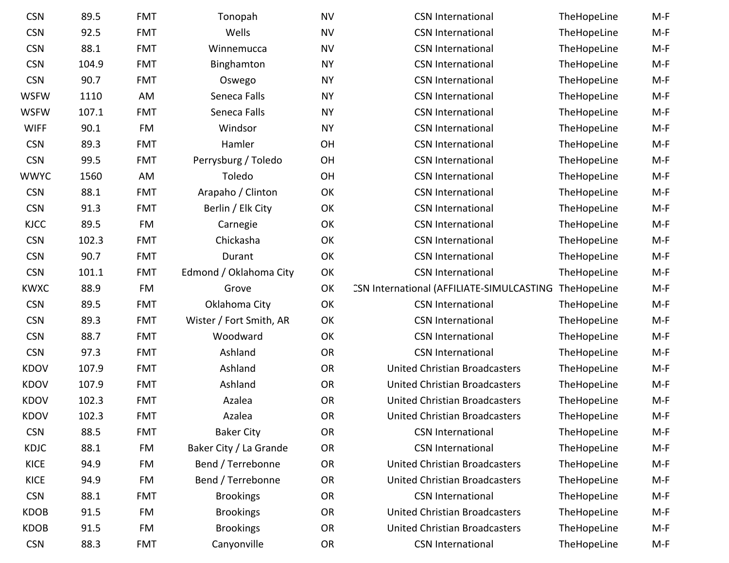| | | | | | | | |
|---|---|---|---|---|---|---|---|
| CSN | 89.5 | FMT | Tonopah | NV | CSN International | TheHopeLine | M-F |
| CSN | 92.5 | FMT | Wells | NV | CSN International | TheHopeLine | M-F |
| CSN | 88.1 | FMT | Winnemucca | NV | CSN International | TheHopeLine | M-F |
| CSN | 104.9 | FMT | Binghamton | NY | CSN International | TheHopeLine | M-F |
| CSN | 90.7 | FMT | Oswego | NY | CSN International | TheHopeLine | M-F |
| WSFW | 1110 | AM | Seneca Falls | NY | CSN International | TheHopeLine | M-F |
| WSFW | 107.1 | FMT | Seneca Falls | NY | CSN International | TheHopeLine | M-F |
| WIFF | 90.1 | FM | Windsor | NY | CSN International | TheHopeLine | M-F |
| CSN | 89.3 | FMT | Hamler | OH | CSN International | TheHopeLine | M-F |
| CSN | 99.5 | FMT | Perrysburg / Toledo | OH | CSN International | TheHopeLine | M-F |
| WWYC | 1560 | AM | Toledo | OH | CSN International | TheHopeLine | M-F |
| CSN | 88.1 | FMT | Arapaho / Clinton | OK | CSN International | TheHopeLine | M-F |
| CSN | 91.3 | FMT | Berlin / Elk City | OK | CSN International | TheHopeLine | M-F |
| KJCC | 89.5 | FM | Carnegie | OK | CSN International | TheHopeLine | M-F |
| CSN | 102.3 | FMT | Chickasha | OK | CSN International | TheHopeLine | M-F |
| CSN | 90.7 | FMT | Durant | OK | CSN International | TheHopeLine | M-F |
| CSN | 101.1 | FMT | Edmond / Oklahoma City | OK | CSN International | TheHopeLine | M-F |
| KWXC | 88.9 | FM | Grove | OK | CSN International (AFFILIATE-SIMULCASTING | TheHopeLine | M-F |
| CSN | 89.5 | FMT | Oklahoma City | OK | CSN International | TheHopeLine | M-F |
| CSN | 89.3 | FMT | Wister / Fort Smith, AR | OK | CSN International | TheHopeLine | M-F |
| CSN | 88.7 | FMT | Woodward | OK | CSN International | TheHopeLine | M-F |
| CSN | 97.3 | FMT | Ashland | OR | CSN International | TheHopeLine | M-F |
| KDOV | 107.9 | FMT | Ashland | OR | United Christian Broadcasters | TheHopeLine | M-F |
| KDOV | 107.9 | FMT | Ashland | OR | United Christian Broadcasters | TheHopeLine | M-F |
| KDOV | 102.3 | FMT | Azalea | OR | United Christian Broadcasters | TheHopeLine | M-F |
| KDOV | 102.3 | FMT | Azalea | OR | United Christian Broadcasters | TheHopeLine | M-F |
| CSN | 88.5 | FMT | Baker City | OR | CSN International | TheHopeLine | M-F |
| KDJC | 88.1 | FM | Baker City / La Grande | OR | CSN International | TheHopeLine | M-F |
| KICE | 94.9 | FM | Bend / Terrebonne | OR | United Christian Broadcasters | TheHopeLine | M-F |
| KICE | 94.9 | FM | Bend / Terrebonne | OR | United Christian Broadcasters | TheHopeLine | M-F |
| CSN | 88.1 | FMT | Brookings | OR | CSN International | TheHopeLine | M-F |
| KDOB | 91.5 | FM | Brookings | OR | United Christian Broadcasters | TheHopeLine | M-F |
| KDOB | 91.5 | FM | Brookings | OR | United Christian Broadcasters | TheHopeLine | M-F |
| CSN | 88.3 | FMT | Canyonville | OR | CSN International | TheHopeLine | M-F |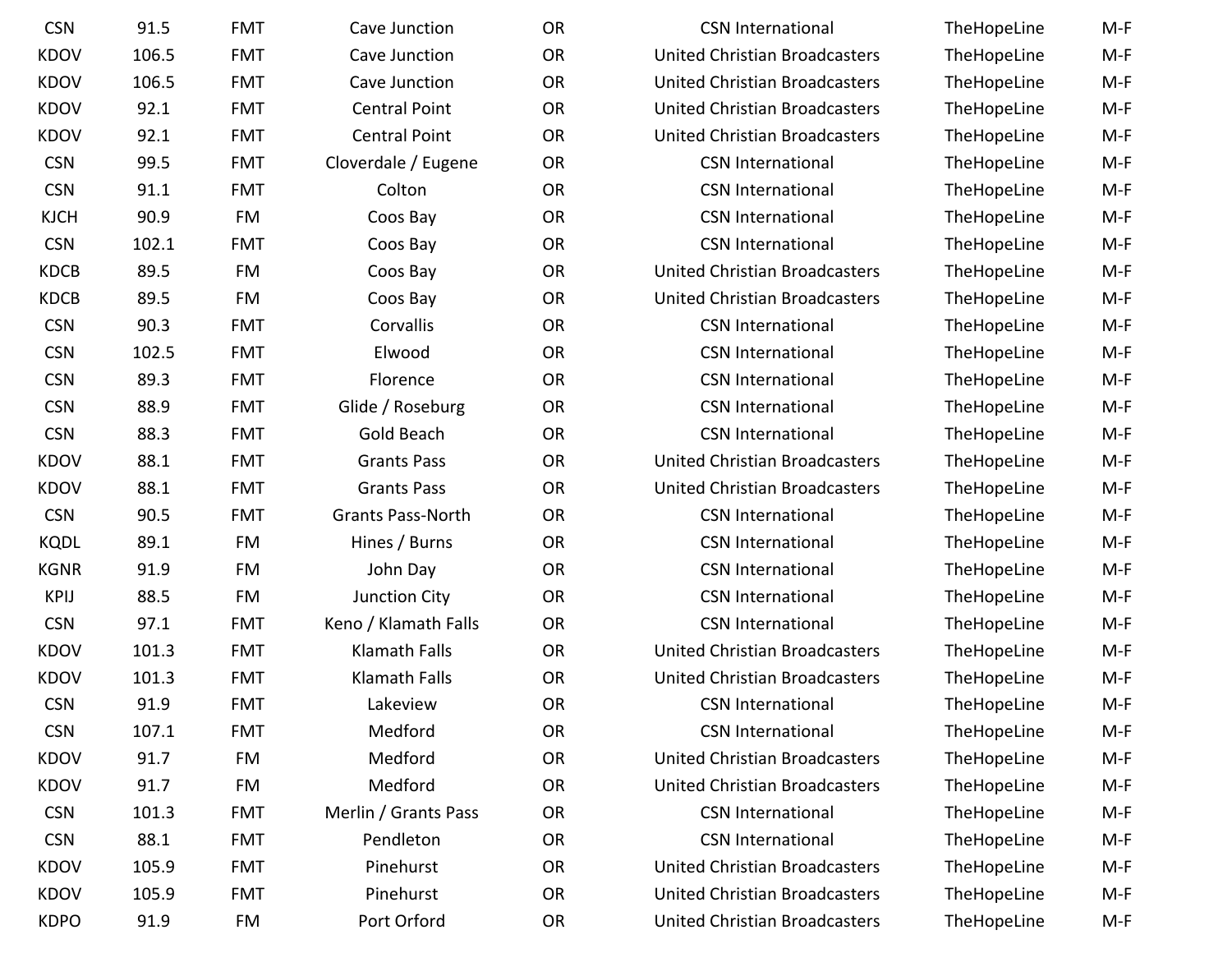| | | | | | | | |
|---|---|---|---|---|---|---|---|
| CSN | 91.5 | FMT | Cave Junction | OR | CSN International | TheHopeLine | M-F |
| KDOV | 106.5 | FMT | Cave Junction | OR | United Christian Broadcasters | TheHopeLine | M-F |
| KDOV | 106.5 | FMT | Cave Junction | OR | United Christian Broadcasters | TheHopeLine | M-F |
| KDOV | 92.1 | FMT | Central Point | OR | United Christian Broadcasters | TheHopeLine | M-F |
| KDOV | 92.1 | FMT | Central Point | OR | United Christian Broadcasters | TheHopeLine | M-F |
| CSN | 99.5 | FMT | Cloverdale / Eugene | OR | CSN International | TheHopeLine | M-F |
| CSN | 91.1 | FMT | Colton | OR | CSN International | TheHopeLine | M-F |
| KJCH | 90.9 | FM | Coos Bay | OR | CSN International | TheHopeLine | M-F |
| CSN | 102.1 | FMT | Coos Bay | OR | CSN International | TheHopeLine | M-F |
| KDCB | 89.5 | FM | Coos Bay | OR | United Christian Broadcasters | TheHopeLine | M-F |
| KDCB | 89.5 | FM | Coos Bay | OR | United Christian Broadcasters | TheHopeLine | M-F |
| CSN | 90.3 | FMT | Corvallis | OR | CSN International | TheHopeLine | M-F |
| CSN | 102.5 | FMT | Elwood | OR | CSN International | TheHopeLine | M-F |
| CSN | 89.3 | FMT | Florence | OR | CSN International | TheHopeLine | M-F |
| CSN | 88.9 | FMT | Glide / Roseburg | OR | CSN International | TheHopeLine | M-F |
| CSN | 88.3 | FMT | Gold Beach | OR | CSN International | TheHopeLine | M-F |
| KDOV | 88.1 | FMT | Grants Pass | OR | United Christian Broadcasters | TheHopeLine | M-F |
| KDOV | 88.1 | FMT | Grants Pass | OR | United Christian Broadcasters | TheHopeLine | M-F |
| CSN | 90.5 | FMT | Grants Pass-North | OR | CSN International | TheHopeLine | M-F |
| KQDL | 89.1 | FM | Hines / Burns | OR | CSN International | TheHopeLine | M-F |
| KGNR | 91.9 | FM | John Day | OR | CSN International | TheHopeLine | M-F |
| KPIJ | 88.5 | FM | Junction City | OR | CSN International | TheHopeLine | M-F |
| CSN | 97.1 | FMT | Keno / Klamath Falls | OR | CSN International | TheHopeLine | M-F |
| KDOV | 101.3 | FMT | Klamath Falls | OR | United Christian Broadcasters | TheHopeLine | M-F |
| KDOV | 101.3 | FMT | Klamath Falls | OR | United Christian Broadcasters | TheHopeLine | M-F |
| CSN | 91.9 | FMT | Lakeview | OR | CSN International | TheHopeLine | M-F |
| CSN | 107.1 | FMT | Medford | OR | CSN International | TheHopeLine | M-F |
| KDOV | 91.7 | FM | Medford | OR | United Christian Broadcasters | TheHopeLine | M-F |
| KDOV | 91.7 | FM | Medford | OR | United Christian Broadcasters | TheHopeLine | M-F |
| CSN | 101.3 | FMT | Merlin / Grants Pass | OR | CSN International | TheHopeLine | M-F |
| CSN | 88.1 | FMT | Pendleton | OR | CSN International | TheHopeLine | M-F |
| KDOV | 105.9 | FMT | Pinehurst | OR | United Christian Broadcasters | TheHopeLine | M-F |
| KDOV | 105.9 | FMT | Pinehurst | OR | United Christian Broadcasters | TheHopeLine | M-F |
| KDPO | 91.9 | FM | Port Orford | OR | United Christian Broadcasters | TheHopeLine | M-F |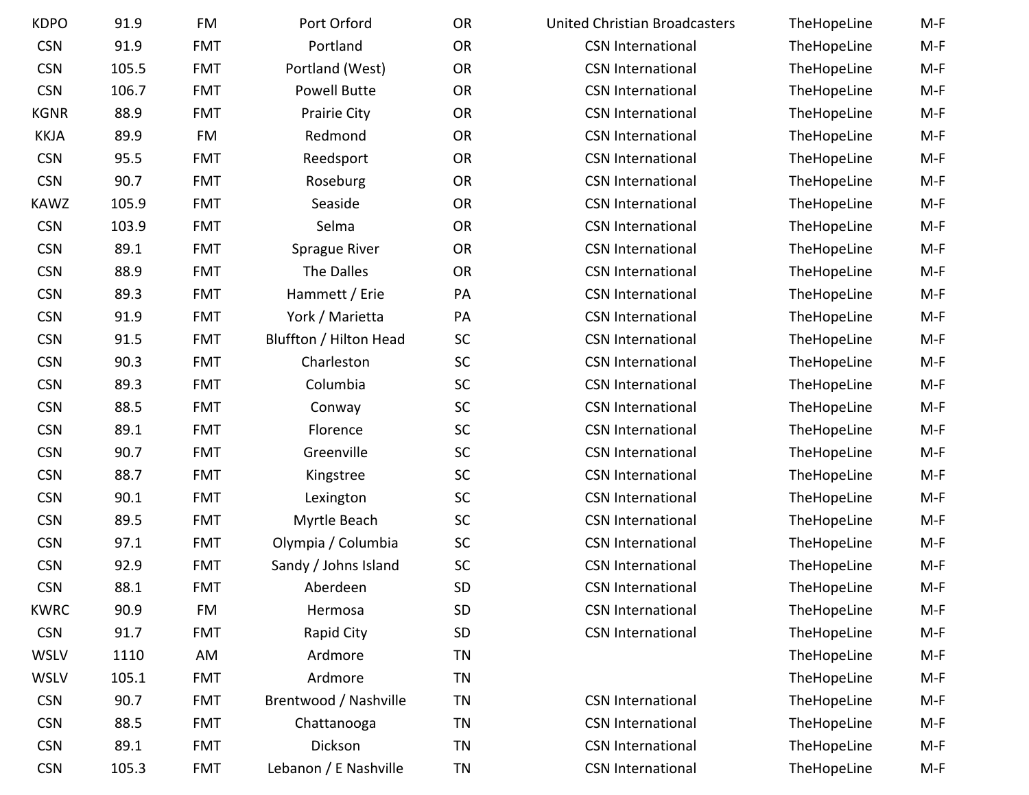| | | | | | | | |
|---|---|---|---|---|---|---|---|
| KDPO | 91.9 | FM | Port Orford | OR | United Christian Broadcasters | TheHopeLine | M-F |
| CSN | 91.9 | FMT | Portland | OR | CSN International | TheHopeLine | M-F |
| CSN | 105.5 | FMT | Portland (West) | OR | CSN International | TheHopeLine | M-F |
| CSN | 106.7 | FMT | Powell Butte | OR | CSN International | TheHopeLine | M-F |
| KGNR | 88.9 | FMT | Prairie City | OR | CSN International | TheHopeLine | M-F |
| KKJA | 89.9 | FM | Redmond | OR | CSN International | TheHopeLine | M-F |
| CSN | 95.5 | FMT | Reedsport | OR | CSN International | TheHopeLine | M-F |
| CSN | 90.7 | FMT | Roseburg | OR | CSN International | TheHopeLine | M-F |
| KAWZ | 105.9 | FMT | Seaside | OR | CSN International | TheHopeLine | M-F |
| CSN | 103.9 | FMT | Selma | OR | CSN International | TheHopeLine | M-F |
| CSN | 89.1 | FMT | Sprague River | OR | CSN International | TheHopeLine | M-F |
| CSN | 88.9 | FMT | The Dalles | OR | CSN International | TheHopeLine | M-F |
| CSN | 89.3 | FMT | Hammett / Erie | PA | CSN International | TheHopeLine | M-F |
| CSN | 91.9 | FMT | York / Marietta | PA | CSN International | TheHopeLine | M-F |
| CSN | 91.5 | FMT | Bluffton / Hilton Head | SC | CSN International | TheHopeLine | M-F |
| CSN | 90.3 | FMT | Charleston | SC | CSN International | TheHopeLine | M-F |
| CSN | 89.3 | FMT | Columbia | SC | CSN International | TheHopeLine | M-F |
| CSN | 88.5 | FMT | Conway | SC | CSN International | TheHopeLine | M-F |
| CSN | 89.1 | FMT | Florence | SC | CSN International | TheHopeLine | M-F |
| CSN | 90.7 | FMT | Greenville | SC | CSN International | TheHopeLine | M-F |
| CSN | 88.7 | FMT | Kingstree | SC | CSN International | TheHopeLine | M-F |
| CSN | 90.1 | FMT | Lexington | SC | CSN International | TheHopeLine | M-F |
| CSN | 89.5 | FMT | Myrtle Beach | SC | CSN International | TheHopeLine | M-F |
| CSN | 97.1 | FMT | Olympia / Columbia | SC | CSN International | TheHopeLine | M-F |
| CSN | 92.9 | FMT | Sandy / Johns Island | SC | CSN International | TheHopeLine | M-F |
| CSN | 88.1 | FMT | Aberdeen | SD | CSN International | TheHopeLine | M-F |
| KWRC | 90.9 | FM | Hermosa | SD | CSN International | TheHopeLine | M-F |
| CSN | 91.7 | FMT | Rapid City | SD | CSN International | TheHopeLine | M-F |
| WSLV | 1110 | AM | Ardmore | TN | | TheHopeLine | M-F |
| WSLV | 105.1 | FMT | Ardmore | TN | | TheHopeLine | M-F |
| CSN | 90.7 | FMT | Brentwood / Nashville | TN | CSN International | TheHopeLine | M-F |
| CSN | 88.5 | FMT | Chattanooga | TN | CSN International | TheHopeLine | M-F |
| CSN | 89.1 | FMT | Dickson | TN | CSN International | TheHopeLine | M-F |
| CSN | 105.3 | FMT | Lebanon / E Nashville | TN | CSN International | TheHopeLine | M-F |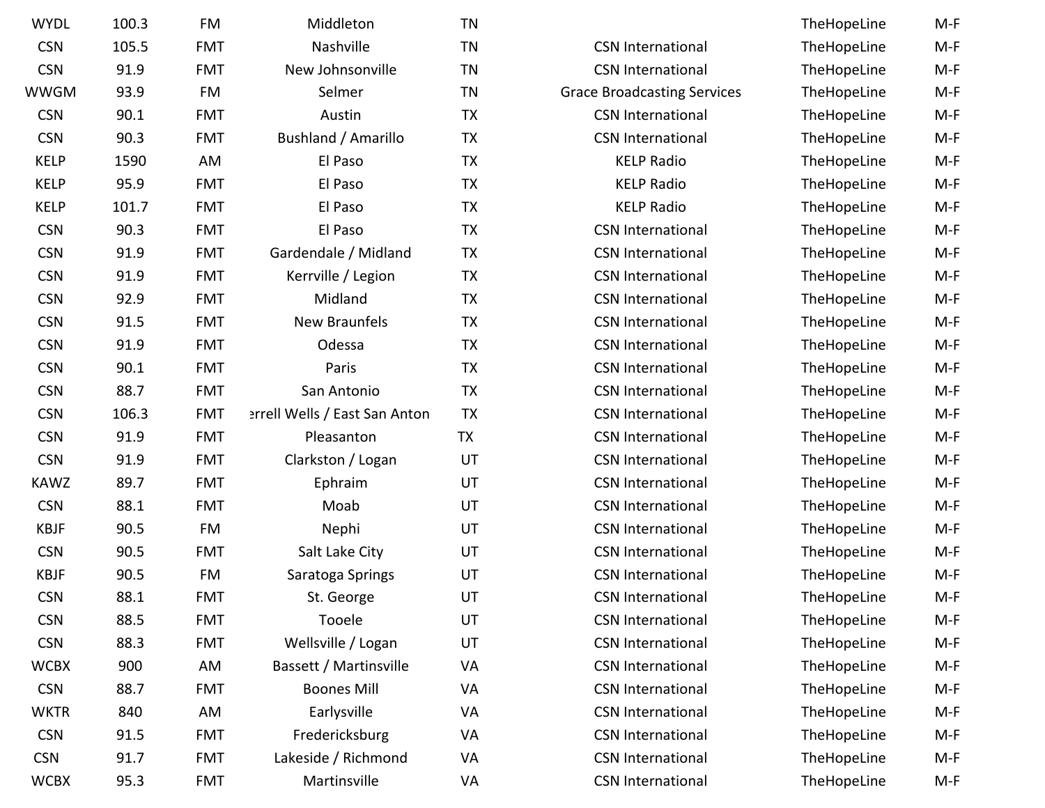| | | | | | | | |
|---|---|---|---|---|---|---|---|
| WYDL | 100.3 | FM | Middleton | TN | | TheHopeLine | M-F |
| CSN | 105.5 | FMT | Nashville | TN | CSN International | TheHopeLine | M-F |
| CSN | 91.9 | FMT | New Johnsonville | TN | CSN International | TheHopeLine | M-F |
| WWGM | 93.9 | FM | Selmer | TN | Grace Broadcasting Services | TheHopeLine | M-F |
| CSN | 90.1 | FMT | Austin | TX | CSN International | TheHopeLine | M-F |
| CSN | 90.3 | FMT | Bushland / Amarillo | TX | CSN International | TheHopeLine | M-F |
| KELP | 1590 | AM | El Paso | TX | KELP Radio | TheHopeLine | M-F |
| KELP | 95.9 | FMT | El Paso | TX | KELP Radio | TheHopeLine | M-F |
| KELP | 101.7 | FMT | El Paso | TX | KELP Radio | TheHopeLine | M-F |
| CSN | 90.3 | FMT | El Paso | TX | CSN International | TheHopeLine | M-F |
| CSN | 91.9 | FMT | Gardendale / Midland | TX | CSN International | TheHopeLine | M-F |
| CSN | 91.9 | FMT | Kerrville / Legion | TX | CSN International | TheHopeLine | M-F |
| CSN | 92.9 | FMT | Midland | TX | CSN International | TheHopeLine | M-F |
| CSN | 91.5 | FMT | New Braunfels | TX | CSN International | TheHopeLine | M-F |
| CSN | 91.9 | FMT | Odessa | TX | CSN International | TheHopeLine | M-F |
| CSN | 90.1 | FMT | Paris | TX | CSN International | TheHopeLine | M-F |
| CSN | 88.7 | FMT | San Antonio | TX | CSN International | TheHopeLine | M-F |
| CSN | 106.3 | FMT | errell Wells / East San Anton | TX | CSN International | TheHopeLine | M-F |
| CSN | 91.9 | FMT | Pleasanton | TX | CSN International | TheHopeLine | M-F |
| CSN | 91.9 | FMT | Clarkston / Logan | UT | CSN International | TheHopeLine | M-F |
| KAWZ | 89.7 | FMT | Ephraim | UT | CSN International | TheHopeLine | M-F |
| CSN | 88.1 | FMT | Moab | UT | CSN International | TheHopeLine | M-F |
| KBJF | 90.5 | FM | Nephi | UT | CSN International | TheHopeLine | M-F |
| CSN | 90.5 | FMT | Salt Lake City | UT | CSN International | TheHopeLine | M-F |
| KBJF | 90.5 | FM | Saratoga Springs | UT | CSN International | TheHopeLine | M-F |
| CSN | 88.1 | FMT | St. George | UT | CSN International | TheHopeLine | M-F |
| CSN | 88.5 | FMT | Tooele | UT | CSN International | TheHopeLine | M-F |
| CSN | 88.3 | FMT | Wellsville / Logan | UT | CSN International | TheHopeLine | M-F |
| WCBX | 900 | AM | Bassett / Martinsville | VA | CSN International | TheHopeLine | M-F |
| CSN | 88.7 | FMT | Boones Mill | VA | CSN International | TheHopeLine | M-F |
| WKTR | 840 | AM | Earlysville | VA | CSN International | TheHopeLine | M-F |
| CSN | 91.5 | FMT | Fredericksburg | VA | CSN International | TheHopeLine | M-F |
| CSN | 91.7 | FMT | Lakeside / Richmond | VA | CSN International | TheHopeLine | M-F |
| WCBX | 95.3 | FMT | Martinsville | VA | CSN International | TheHopeLine | M-F |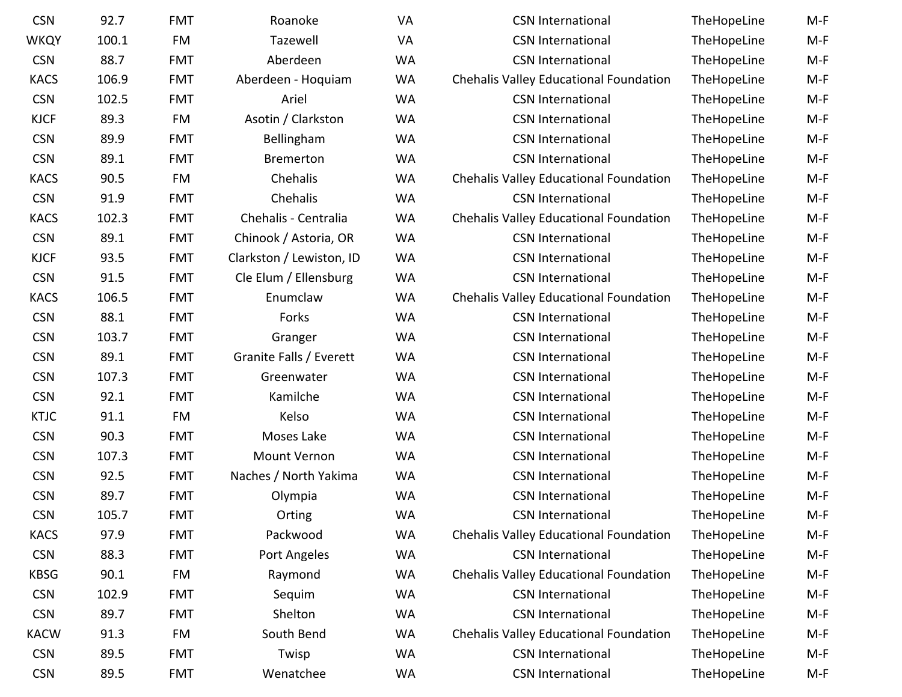| | | | | | | | |
|---|---|---|---|---|---|---|---|
| CSN | 92.7 | FMT | Roanoke | VA | CSN International | TheHopeLine | M-F |
| WKQY | 100.1 | FM | Tazewell | VA | CSN International | TheHopeLine | M-F |
| CSN | 88.7 | FMT | Aberdeen | WA | CSN International | TheHopeLine | M-F |
| KACS | 106.9 | FMT | Aberdeen - Hoquiam | WA | Chehalis Valley Educational Foundation | TheHopeLine | M-F |
| CSN | 102.5 | FMT | Ariel | WA | CSN International | TheHopeLine | M-F |
| KJCF | 89.3 | FM | Asotin / Clarkston | WA | CSN International | TheHopeLine | M-F |
| CSN | 89.9 | FMT | Bellingham | WA | CSN International | TheHopeLine | M-F |
| CSN | 89.1 | FMT | Bremerton | WA | CSN International | TheHopeLine | M-F |
| KACS | 90.5 | FM | Chehalis | WA | Chehalis Valley Educational Foundation | TheHopeLine | M-F |
| CSN | 91.9 | FMT | Chehalis | WA | CSN International | TheHopeLine | M-F |
| KACS | 102.3 | FMT | Chehalis - Centralia | WA | Chehalis Valley Educational Foundation | TheHopeLine | M-F |
| CSN | 89.1 | FMT | Chinook / Astoria, OR | WA | CSN International | TheHopeLine | M-F |
| KJCF | 93.5 | FMT | Clarkston / Lewiston, ID | WA | CSN International | TheHopeLine | M-F |
| CSN | 91.5 | FMT | Cle Elum / Ellensburg | WA | CSN International | TheHopeLine | M-F |
| KACS | 106.5 | FMT | Enumclaw | WA | Chehalis Valley Educational Foundation | TheHopeLine | M-F |
| CSN | 88.1 | FMT | Forks | WA | CSN International | TheHopeLine | M-F |
| CSN | 103.7 | FMT | Granger | WA | CSN International | TheHopeLine | M-F |
| CSN | 89.1 | FMT | Granite Falls / Everett | WA | CSN International | TheHopeLine | M-F |
| CSN | 107.3 | FMT | Greenwater | WA | CSN International | TheHopeLine | M-F |
| CSN | 92.1 | FMT | Kamilche | WA | CSN International | TheHopeLine | M-F |
| KTJC | 91.1 | FM | Kelso | WA | CSN International | TheHopeLine | M-F |
| CSN | 90.3 | FMT | Moses Lake | WA | CSN International | TheHopeLine | M-F |
| CSN | 107.3 | FMT | Mount Vernon | WA | CSN International | TheHopeLine | M-F |
| CSN | 92.5 | FMT | Naches / North Yakima | WA | CSN International | TheHopeLine | M-F |
| CSN | 89.7 | FMT | Olympia | WA | CSN International | TheHopeLine | M-F |
| CSN | 105.7 | FMT | Orting | WA | CSN International | TheHopeLine | M-F |
| KACS | 97.9 | FMT | Packwood | WA | Chehalis Valley Educational Foundation | TheHopeLine | M-F |
| CSN | 88.3 | FMT | Port Angeles | WA | CSN International | TheHopeLine | M-F |
| KBSG | 90.1 | FM | Raymond | WA | Chehalis Valley Educational Foundation | TheHopeLine | M-F |
| CSN | 102.9 | FMT | Sequim | WA | CSN International | TheHopeLine | M-F |
| CSN | 89.7 | FMT | Shelton | WA | CSN International | TheHopeLine | M-F |
| KACW | 91.3 | FM | South Bend | WA | Chehalis Valley Educational Foundation | TheHopeLine | M-F |
| CSN | 89.5 | FMT | Twisp | WA | CSN International | TheHopeLine | M-F |
| CSN | 89.5 | FMT | Wenatchee | WA | CSN International | TheHopeLine | M-F |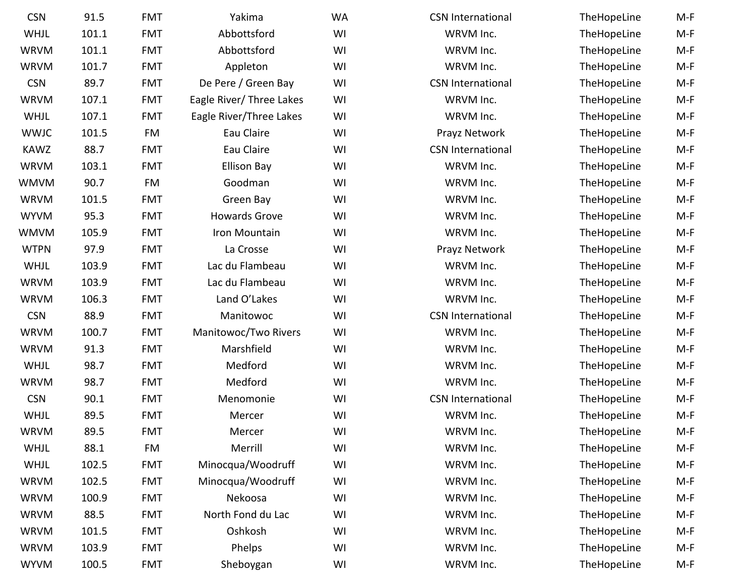| | | | | | | | |
|---|---|---|---|---|---|---|---|
| CSN | 91.5 | FMT | Yakima | WA | CSN International | TheHopeLine | M-F |
| WHJL | 101.1 | FMT | Abbottsford | WI | WRVM Inc. | TheHopeLine | M-F |
| WRVM | 101.1 | FMT | Abbottsford | WI | WRVM Inc. | TheHopeLine | M-F |
| WRVM | 101.7 | FMT | Appleton | WI | WRVM Inc. | TheHopeLine | M-F |
| CSN | 89.7 | FMT | De Pere / Green Bay | WI | CSN International | TheHopeLine | M-F |
| WRVM | 107.1 | FMT | Eagle River/ Three Lakes | WI | WRVM Inc. | TheHopeLine | M-F |
| WHJL | 107.1 | FMT | Eagle River/Three Lakes | WI | WRVM Inc. | TheHopeLine | M-F |
| WWJC | 101.5 | FM | Eau Claire | WI | Prayz Network | TheHopeLine | M-F |
| KAWZ | 88.7 | FMT | Eau Claire | WI | CSN International | TheHopeLine | M-F |
| WRVM | 103.1 | FMT | Ellison Bay | WI | WRVM Inc. | TheHopeLine | M-F |
| WMVM | 90.7 | FM | Goodman | WI | WRVM Inc. | TheHopeLine | M-F |
| WRVM | 101.5 | FMT | Green Bay | WI | WRVM Inc. | TheHopeLine | M-F |
| WYVM | 95.3 | FMT | Howards Grove | WI | WRVM Inc. | TheHopeLine | M-F |
| WMVM | 105.9 | FMT | Iron Mountain | WI | WRVM Inc. | TheHopeLine | M-F |
| WTPN | 97.9 | FMT | La Crosse | WI | Prayz Network | TheHopeLine | M-F |
| WHJL | 103.9 | FMT | Lac du Flambeau | WI | WRVM Inc. | TheHopeLine | M-F |
| WRVM | 103.9 | FMT | Lac du Flambeau | WI | WRVM Inc. | TheHopeLine | M-F |
| WRVM | 106.3 | FMT | Land O'Lakes | WI | WRVM Inc. | TheHopeLine | M-F |
| CSN | 88.9 | FMT | Manitowoc | WI | CSN International | TheHopeLine | M-F |
| WRVM | 100.7 | FMT | Manitowoc/Two Rivers | WI | WRVM Inc. | TheHopeLine | M-F |
| WRVM | 91.3 | FMT | Marshfield | WI | WRVM Inc. | TheHopeLine | M-F |
| WHJL | 98.7 | FMT | Medford | WI | WRVM Inc. | TheHopeLine | M-F |
| WRVM | 98.7 | FMT | Medford | WI | WRVM Inc. | TheHopeLine | M-F |
| CSN | 90.1 | FMT | Menomonie | WI | CSN International | TheHopeLine | M-F |
| WHJL | 89.5 | FMT | Mercer | WI | WRVM Inc. | TheHopeLine | M-F |
| WRVM | 89.5 | FMT | Mercer | WI | WRVM Inc. | TheHopeLine | M-F |
| WHJL | 88.1 | FM | Merrill | WI | WRVM Inc. | TheHopeLine | M-F |
| WHJL | 102.5 | FMT | Minocqua/Woodruff | WI | WRVM Inc. | TheHopeLine | M-F |
| WRVM | 102.5 | FMT | Minocqua/Woodruff | WI | WRVM Inc. | TheHopeLine | M-F |
| WRVM | 100.9 | FMT | Nekoosa | WI | WRVM Inc. | TheHopeLine | M-F |
| WRVM | 88.5 | FMT | North Fond du Lac | WI | WRVM Inc. | TheHopeLine | M-F |
| WRVM | 101.5 | FMT | Oshkosh | WI | WRVM Inc. | TheHopeLine | M-F |
| WRVM | 103.9 | FMT | Phelps | WI | WRVM Inc. | TheHopeLine | M-F |
| WYVM | 100.5 | FMT | Sheboygan | WI | WRVM Inc. | TheHopeLine | M-F |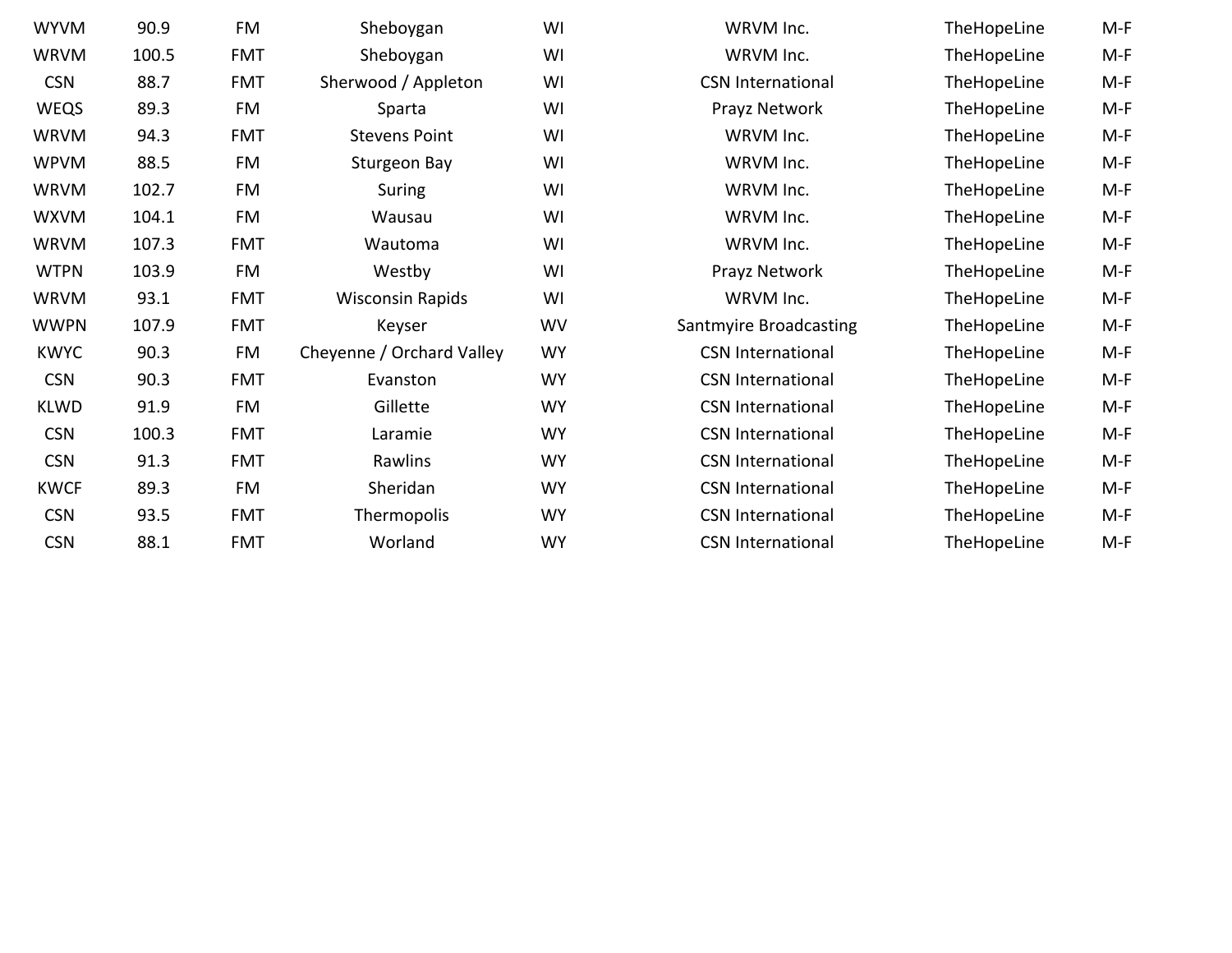| | | | | | | | |
|---|---|---|---|---|---|---|---|
| WYVM | 90.9 | FM | Sheboygan | WI | WRVM Inc. | TheHopeLine | M-F |
| WRVM | 100.5 | FMT | Sheboygan | WI | WRVM Inc. | TheHopeLine | M-F |
| CSN | 88.7 | FMT | Sherwood / Appleton | WI | CSN International | TheHopeLine | M-F |
| WEQS | 89.3 | FM | Sparta | WI | Prayz Network | TheHopeLine | M-F |
| WRVM | 94.3 | FMT | Stevens Point | WI | WRVM Inc. | TheHopeLine | M-F |
| WPVM | 88.5 | FM | Sturgeon Bay | WI | WRVM Inc. | TheHopeLine | M-F |
| WRVM | 102.7 | FM | Suring | WI | WRVM Inc. | TheHopeLine | M-F |
| WXVM | 104.1 | FM | Wausau | WI | WRVM Inc. | TheHopeLine | M-F |
| WRVM | 107.3 | FMT | Wautoma | WI | WRVM Inc. | TheHopeLine | M-F |
| WTPN | 103.9 | FM | Westby | WI | Prayz Network | TheHopeLine | M-F |
| WRVM | 93.1 | FMT | Wisconsin Rapids | WI | WRVM Inc. | TheHopeLine | M-F |
| WWPN | 107.9 | FMT | Keyser | WV | Santmyire Broadcasting | TheHopeLine | M-F |
| KWYC | 90.3 | FM | Cheyenne / Orchard Valley | WY | CSN International | TheHopeLine | M-F |
| CSN | 90.3 | FMT | Evanston | WY | CSN International | TheHopeLine | M-F |
| KLWD | 91.9 | FM | Gillette | WY | CSN International | TheHopeLine | M-F |
| CSN | 100.3 | FMT | Laramie | WY | CSN International | TheHopeLine | M-F |
| CSN | 91.3 | FMT | Rawlins | WY | CSN International | TheHopeLine | M-F |
| KWCF | 89.3 | FM | Sheridan | WY | CSN International | TheHopeLine | M-F |
| CSN | 93.5 | FMT | Thermopolis | WY | CSN International | TheHopeLine | M-F |
| CSN | 88.1 | FMT | Worland | WY | CSN International | TheHopeLine | M-F |